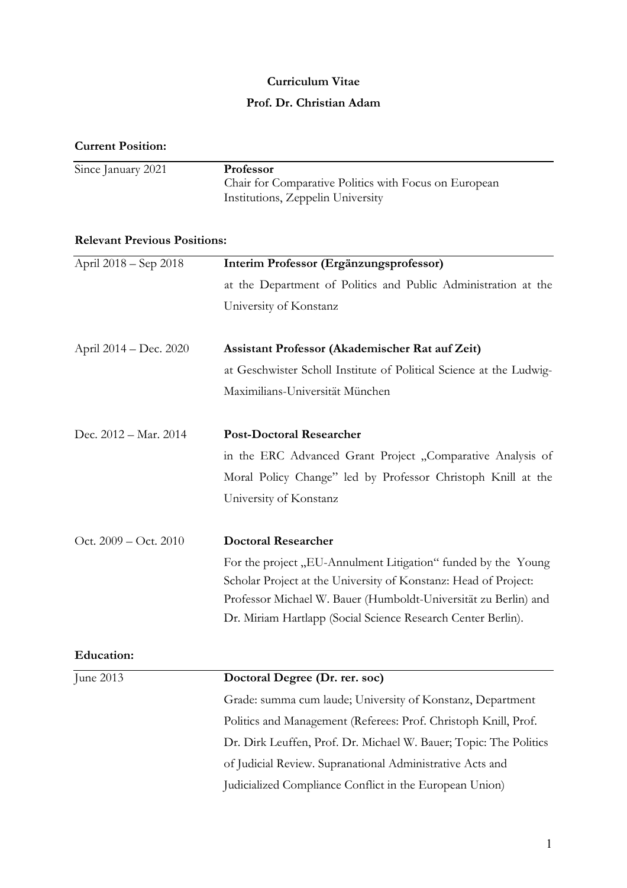**Curriculum Vitae**

**Prof. Dr. Christian Adam**

**Current Position:**

| | |
|---|---|
| Since January 2021 | **Professor**<br>Chair for Comparative Politics with Focus on European Institutions, Zeppelin University |

**Relevant Previous Positions:**

| | |
|---|---|
| April 2018 – Sep 2018 | **Interim Professor (Ergänzungsprofessor)**<br>at the Department of Politics and Public Administration at the University of Konstanz |
| April 2014 – Dec. 2020 | **Assistant Professor (Akademischer Rat auf Zeit)**<br>at Geschwister Scholl Institute of Political Science at the Ludwig-Maximilians-Universität München |
| Dec. 2012 – Mar. 2014 | **Post-Doctoral Researcher**<br>in the ERC Advanced Grant Project „Comparative Analysis of Moral Policy Change" led by Professor Christoph Knill at the University of Konstanz |
| Oct. 2009 – Oct. 2010 | **Doctoral Researcher**<br>For the project „EU-Annulment Litigation" funded by the Young Scholar Project at the University of Konstanz: Head of Project: Professor Michael W. Bauer (Humboldt-Universität zu Berlin) and Dr. Miriam Hartlapp (Social Science Research Center Berlin). |

**Education:**

| | |
|---|---|
| June 2013 | **Doctoral Degree (Dr. rer. soc)**<br>Grade: summa cum laude; University of Konstanz, Department Politics and Management (Referees: Prof. Christoph Knill, Prof. Dr. Dirk Leuffen, Prof. Dr. Michael W. Bauer; Topic: The Politics of Judicial Review. Supranational Administrative Acts and Judicialized Compliance Conflict in the European Union) |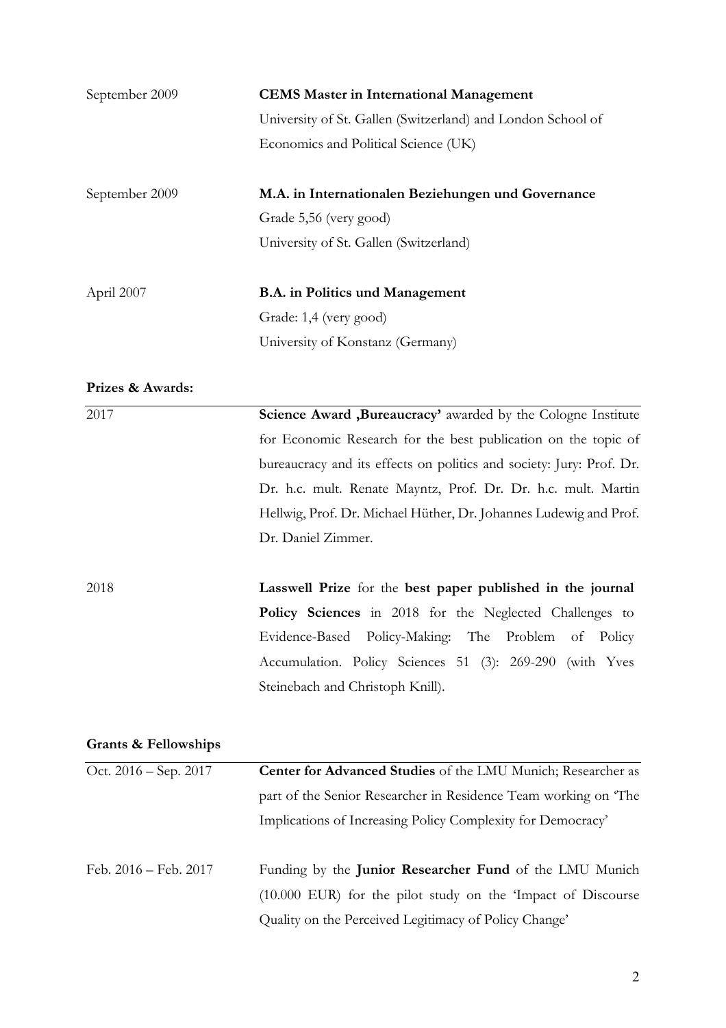| | |
|---|---|
| September 2009 | **CEMS Master in International Management**<br>University of St. Gallen (Switzerland) and London School of Economics and Political Science (UK) |
| September 2009 | **M.A. in Internationalen Beziehungen und Governance**<br>Grade 5,56 (very good)<br>University of St. Gallen (Switzerland) |
| April 2007 | **B.A. in Politics und Management**<br>Grade: 1,4 (very good)<br>University of Konstanz (Germany) |

**Prizes & Awards:**

| | |
|---|---|
| 2017 | **Science Award ‚Bureaucracy'** awarded by the Cologne Institute for Economic Research for the best publication on the topic of bureaucracy and its effects on politics and society: Jury: Prof. Dr. Dr. h.c. mult. Renate Mayntz, Prof. Dr. Dr. h.c. mult. Martin Hellwig, Prof. Dr. Michael Hüther, Dr. Johannes Ludewig and Prof. Dr. Daniel Zimmer. |
| 2018 | **Lasswell Prize** for the **best paper published in the journal Policy Sciences** in 2018 for the Neglected Challenges to Evidence-Based Policy-Making: The Problem of Policy Accumulation. Policy Sciences 51 (3): 269-290 (with Yves Steinebach and Christoph Knill). |

**Grants & Fellowships**

| | |
|---|---|
| Oct. 2016 – Sep. 2017 | **Center for Advanced Studies** of the LMU Munich; Researcher as part of the Senior Researcher in Residence Team working on 'The Implications of Increasing Policy Complexity for Democracy' |
| Feb. 2016 – Feb. 2017 | Funding by the **Junior Researcher Fund** of the LMU Munich (10.000 EUR) for the pilot study on the 'Impact of Discourse Quality on the Perceived Legitimacy of Policy Change' |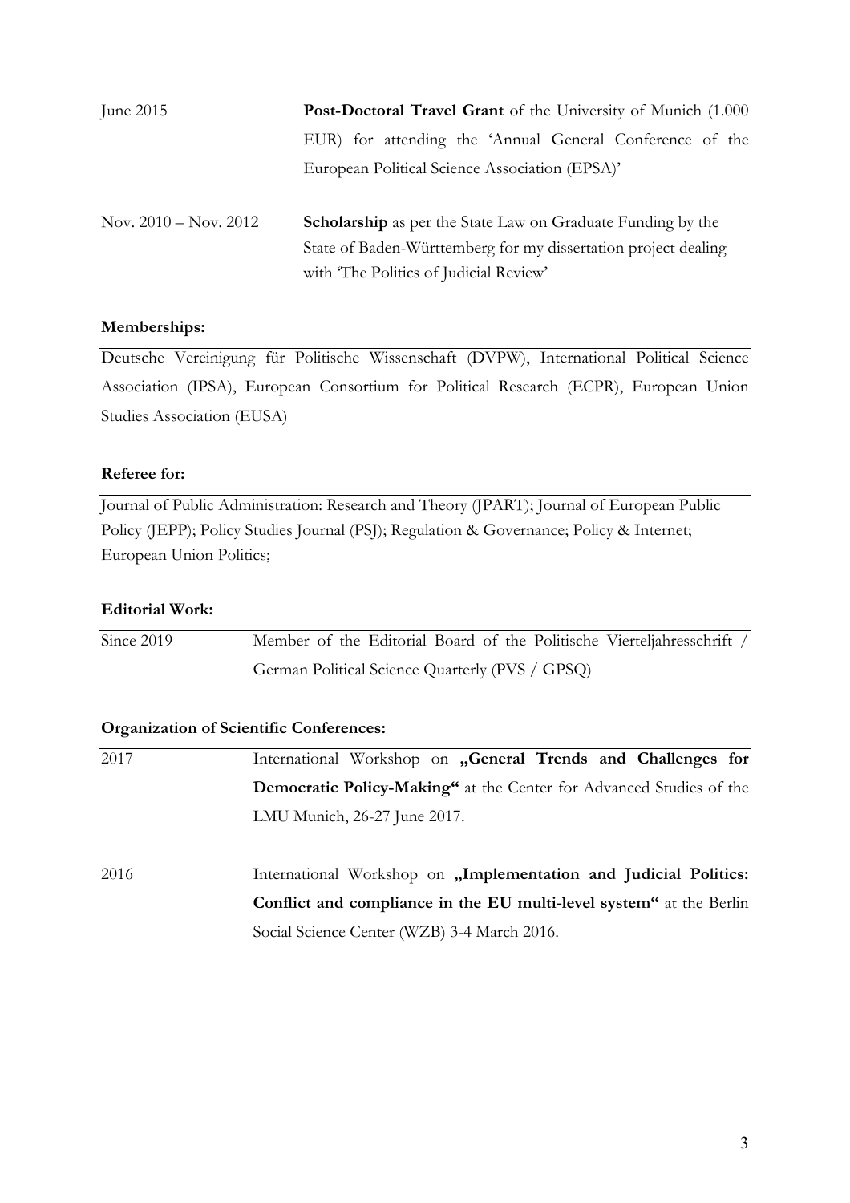| | |
|---|---|
| June 2015 | **Post-Doctoral Travel Grant** of the University of Munich (1.000 EUR) for attending the 'Annual General Conference of the European Political Science Association (EPSA)' |
| Nov. 2010 – Nov. 2012 | **Scholarship** as per the State Law on Graduate Funding by the State of Baden-Württemberg for my dissertation project dealing with 'The Politics of Judicial Review' |

**Memberships:**

Deutsche Vereinigung für Politische Wissenschaft (DVPW), International Political Science Association (IPSA), European Consortium for Political Research (ECPR), European Union Studies Association (EUSA)

**Referee for:**

Journal of Public Administration: Research and Theory (JPART); Journal of European Public Policy (JEPP); Policy Studies Journal (PSJ); Regulation & Governance; Policy & Internet; European Union Politics;

**Editorial Work:**

| | |
|---|---|
| Since 2019 | Member of the Editorial Board of the Politische Vierteljahresschrift / German Political Science Quarterly (PVS / GPSQ) |

**Organization of Scientific Conferences:**

| | |
|---|---|
| 2017 | International Workshop on **„General Trends and Challenges for Democratic Policy-Making"** at the Center for Advanced Studies of the LMU Munich, 26-27 June 2017. |
| 2016 | International Workshop on **„Implementation and Judicial Politics: Conflict and compliance in the EU multi-level system"** at the Berlin Social Science Center (WZB) 3-4 March 2016. |